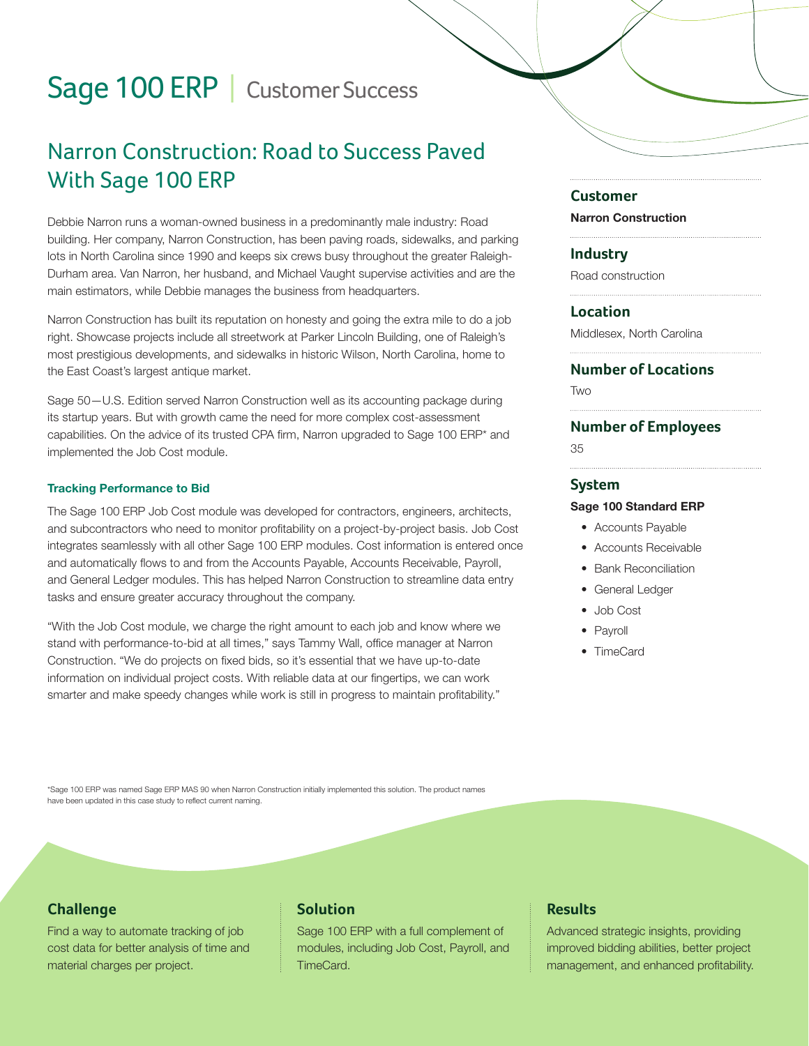# Sage 100 ERP | Customer Success

## Narron Construction: Road to Success Paved With Sage 100 ERP

Debbie Narron runs a woman-owned business in a predominantly male industry: Road building. Her company, Narron Construction, has been paving roads, sidewalks, and parking lots in North Carolina since 1990 and keeps six crews busy throughout the greater Raleigh-Durham area. Van Narron, her husband, and Michael Vaught supervise activities and are the main estimators, while Debbie manages the business from headquarters.

Narron Construction has built its reputation on honesty and going the extra mile to do a job right. Showcase projects include all streetwork at Parker Lincoln Building, one of Raleigh's most prestigious developments, and sidewalks in historic Wilson, North Carolina, home to the East Coast's largest antique market.

Sage 50—U.S. Edition served Narron Construction well as its accounting package during its startup years. But with growth came the need for more complex cost-assessment capabilities. On the advice of its trusted CPA firm, Narron upgraded to Sage 100 ERP* and implemented the Job Cost module.

#### Tracking Performance to Bid

The Sage 100 ERP Job Cost module was developed for contractors, engineers, architects, and subcontractors who need to monitor profitability on a project-by-project basis. Job Cost integrates seamlessly with all other Sage 100 ERP modules. Cost information is entered once and automatically flows to and from the Accounts Payable, Accounts Receivable, Payroll, and General Ledger modules. This has helped Narron Construction to streamline data entry tasks and ensure greater accuracy throughout the company.

"With the Job Cost module, we charge the right amount to each job and know where we stand with performance-to-bid at all times," says Tammy Wall, office manager at Narron Construction. "We do projects on fixed bids, so it's essential that we have up-to-date information on individual project costs. With reliable data at our fingertips, we can work smarter and make speedy changes while work is still in progress to maintain profitability."

### Customer
**Narron Construction**

### Industry
Road construction

### Location
Middlesex, North Carolina

### Number of Locations
Two

### Number of Employees
35

### System
**Sage 100 Standard ERP**

- Accounts Payable
- Accounts Receivable
- Bank Reconciliation
- General Ledger
- Job Cost
- Payroll
- TimeCard

*Sage 100 ERP was named Sage ERP MAS 90 when Narron Construction initially implemented this solution. The product names have been updated in this case study to reflect current naming.

### Challenge
Find a way to automate tracking of job cost data for better analysis of time and material charges per project.

### Solution
Sage 100 ERP with a full complement of modules, including Job Cost, Payroll, and TimeCard.

### Results
Advanced strategic insights, providing improved bidding abilities, better project management, and enhanced profitability.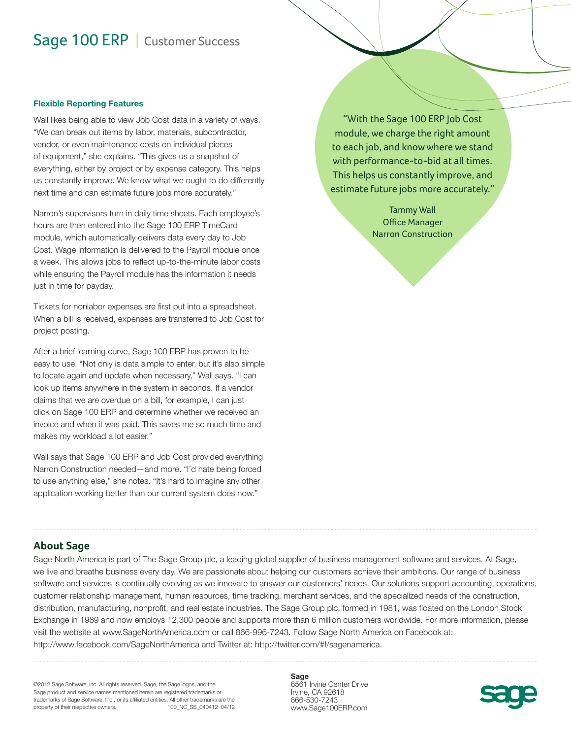### Flexible Reporting Features

Wall likes being able to view Job Cost data in a variety of ways. "We can break out items by labor, materials, subcontractor, vendor, or even maintenance costs on individual pieces of equipment," she explains. "This gives us a snapshot of everything, either by project or by expense category. This helps us constantly improve. We know what we ought to do differently next time and can estimate future jobs more accurately."

Narron's supervisors turn in daily time sheets. Each employee's hours are then entered into the Sage 100 ERP TimeCard module, which automatically delivers data every day to Job Cost. Wage information is delivered to the Payroll module once a week. This allows jobs to reflect up-to-the-minute labor costs while ensuring the Payroll module has the information it needs just in time for payday.

Tickets for nonlabor expenses are first put into a spreadsheet. When a bill is received, expenses are transferred to Job Cost for project posting.

After a brief learning curve, Sage 100 ERP has proven to be easy to use. "Not only is data simple to enter, but it's also simple to locate again and update when necessary," Wall says. "I can look up items anywhere in the system in seconds. If a vendor claims that we are overdue on a bill, for example, I can just click on Sage 100 ERP and determine whether we received an invoice and when it was paid. This saves me so much time and makes my workload a lot easier."

Wall says that Sage 100 ERP and Job Cost provided everything Narron Construction needed—and more. "I'd hate being forced to use anything else," she notes. "It's hard to imagine any other application working better than our current system does now."

> "With the Sage 100 ERP Job Cost module, we charge the right amount to each job, and know where we stand with performance-to-bid at all times. This helps us constantly improve, and estimate future jobs more accurately."
>
> Tammy Wall
> Office Manager
> Narron Construction

## About Sage

Sage North America is part of The Sage Group plc, a leading global supplier of business management software and services. At Sage, we live and breathe business every day. We are passionate about helping our customers achieve their ambitions. Our range of business software and services is continually evolving as we innovate to answer our customers' needs. Our solutions support accounting, operations, customer relationship management, human resources, time tracking, merchant services, and the specialized needs of the construction, distribution, manufacturing, nonprofit, and real estate industries. The Sage Group plc, formed in 1981, was floated on the London Stock Exchange in 1989 and now employs 12,300 people and supports more than 6 million customers worldwide. For more information, please visit the website at www.SageNorthAmerica.com or call 866-996-7243. Follow Sage North America on Facebook at: http://www.facebook.com/SageNorthAmerica and Twitter at: http://twitter.com/#!/sagenamerica.

©2012 Sage Software, Inc. All rights reserved. Sage, the Sage logos, and the Sage product and service names mentioned herein are registered trademarks or trademarks of Sage Software, Inc., or its affiliated entities. All other trademarks are the property of their respective owners. 100_NC_SS_040412 04/12

**Sage**
6561 Irvine Center Drive
Irvine, CA 92618
866-530-7243
www.Sage100ERP.com